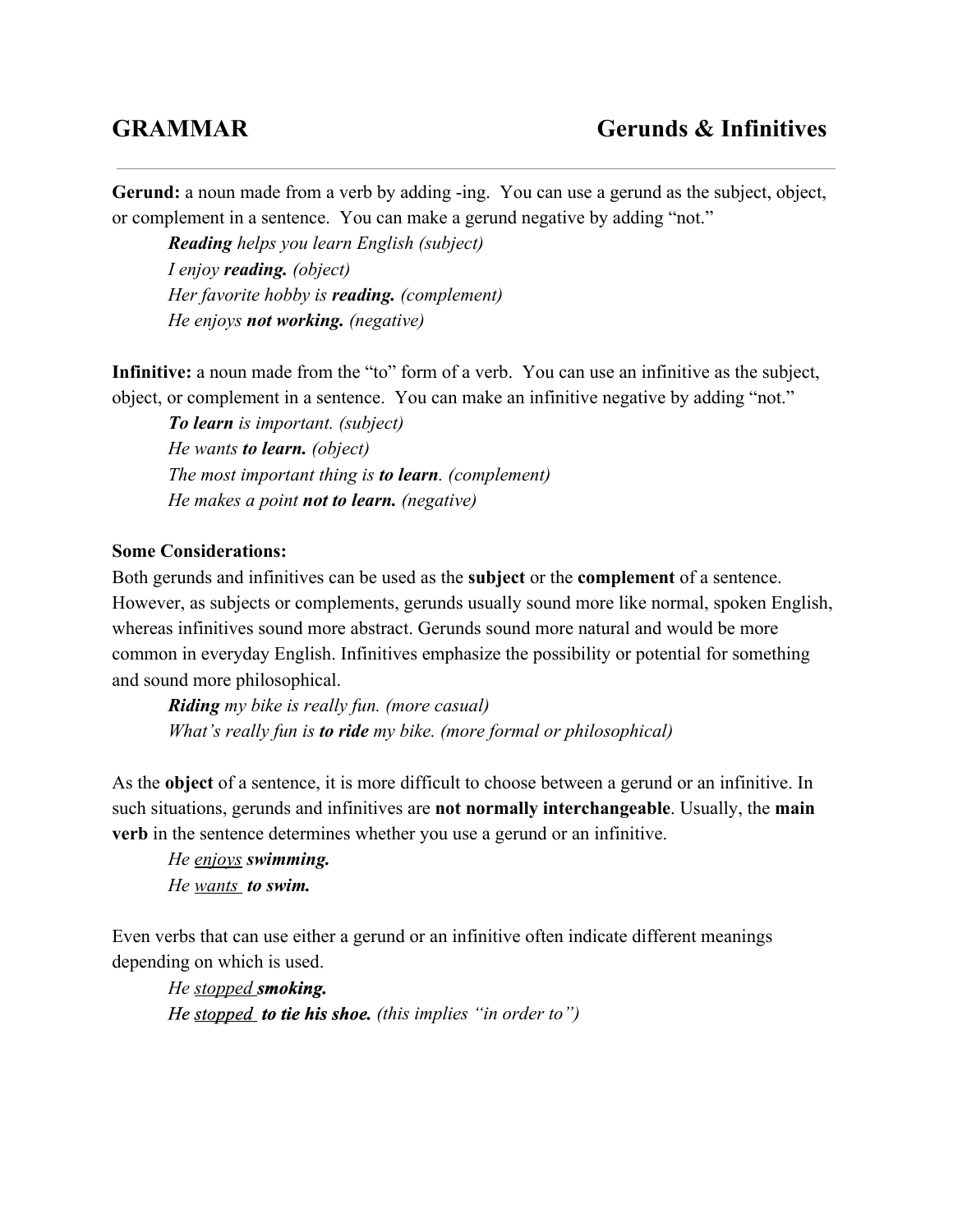# GRAMMAR — Gerunds & Infinitives

**Gerund:** a noun made from a verb by adding -ing. You can use a gerund as the subject, object, or complement in a sentence. You can make a gerund negative by adding "not."

> ***Reading*** *helps you learn English (subject)*
> *I enjoy* ***reading.*** *(object)*
> *Her favorite hobby is* ***reading.*** *(complement)*
> *He enjoys* ***not working.*** *(negative)*

**Infinitive:** a noun made from the "to" form of a verb. You can use an infinitive as the subject, object, or complement in a sentence. You can make an infinitive negative by adding "not."

> ***To learn*** *is important. (subject)*
> *He wants* ***to learn.*** *(object)*
> *The most important thing is* ***to learn****. (complement)*
> *He makes a point* ***not to learn.*** *(negative)*

**Some Considerations:**

Both gerunds and infinitives can be used as the **subject** or the **complement** of a sentence. However, as subjects or complements, gerunds usually sound more like normal, spoken English, whereas infinitives sound more abstract. Gerunds sound more natural and would be more common in everyday English. Infinitives emphasize the possibility or potential for something and sound more philosophical.

> ***Riding*** *my bike is really fun. (more casual)*
> *What's really fun is* ***to ride*** *my bike. (more formal or philosophical)*

As the **object** of a sentence, it is more difficult to choose between a gerund or an infinitive. In such situations, gerunds and infinitives are **not normally interchangeable**. Usually, the **main verb** in the sentence determines whether you use a gerund or an infinitive.

> *He <u>enjoys</u>* ***swimming.***
> *He <u>wants</u>* ***to swim.***

Even verbs that can use either a gerund or an infinitive often indicate different meanings depending on which is used.

> *He <u>stopped</u>* ***smoking.***
> *He <u>stopped</u>* ***to tie his shoe.*** *(this implies "in order to")*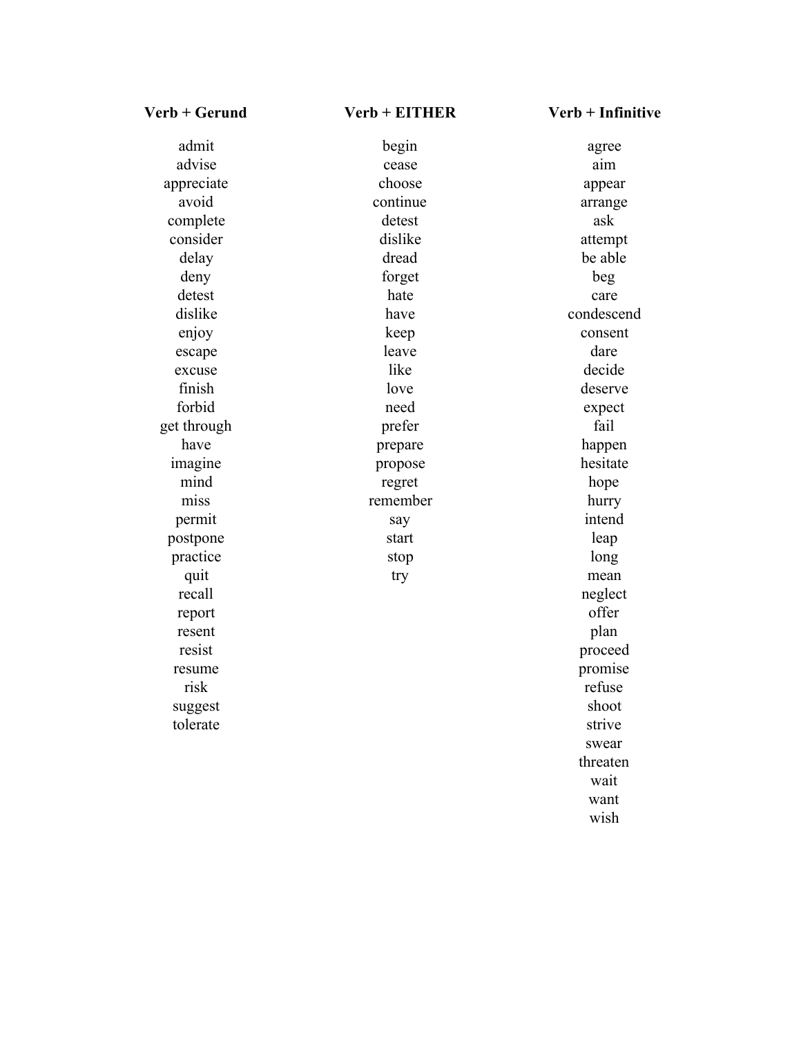| Verb + Gerund | Verb + EITHER | Verb + Infinitive |
| --- | --- | --- |
| admit | begin | agree |
| advise | cease | aim |
| appreciate | choose | appear |
| avoid | continue | arrange |
| complete | detest | ask |
| consider | dislike | attempt |
| delay | dread | be able |
| deny | forget | beg |
| detest | hate | care |
| dislike | have | condescend |
| enjoy | keep | consent |
| escape | leave | dare |
| excuse | like | decide |
| finish | love | deserve |
| forbid | need | expect |
| get through | prefer | fail |
| have | prepare | happen |
| imagine | propose | hesitate |
| mind | regret | hope |
| miss | remember | hurry |
| permit | say | intend |
| postpone | start | leap |
| practice | stop | long |
| quit | try | mean |
| recall | | neglect |
| report | | offer |
| resent | | plan |
| resist | | proceed |
| resume | | promise |
| risk | | refuse |
| suggest | | shoot |
| tolerate | | strive |
| | | swear |
| | | threaten |
| | | wait |
| | | want |
| | | wish |